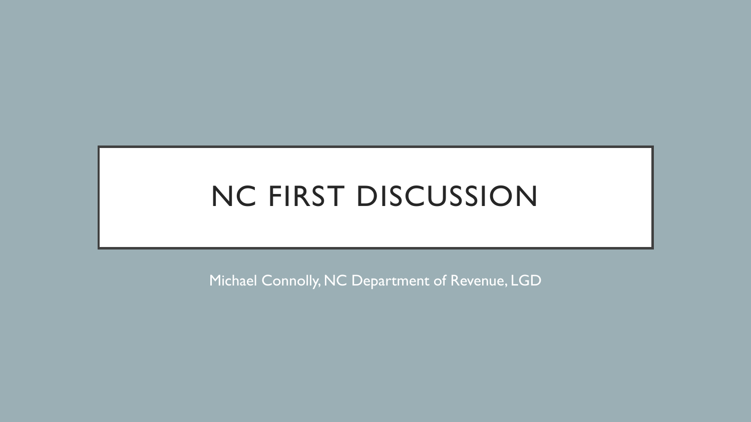# NC FIRST DISCUSSION

Michael Connolly, NC Department of Revenue, LGD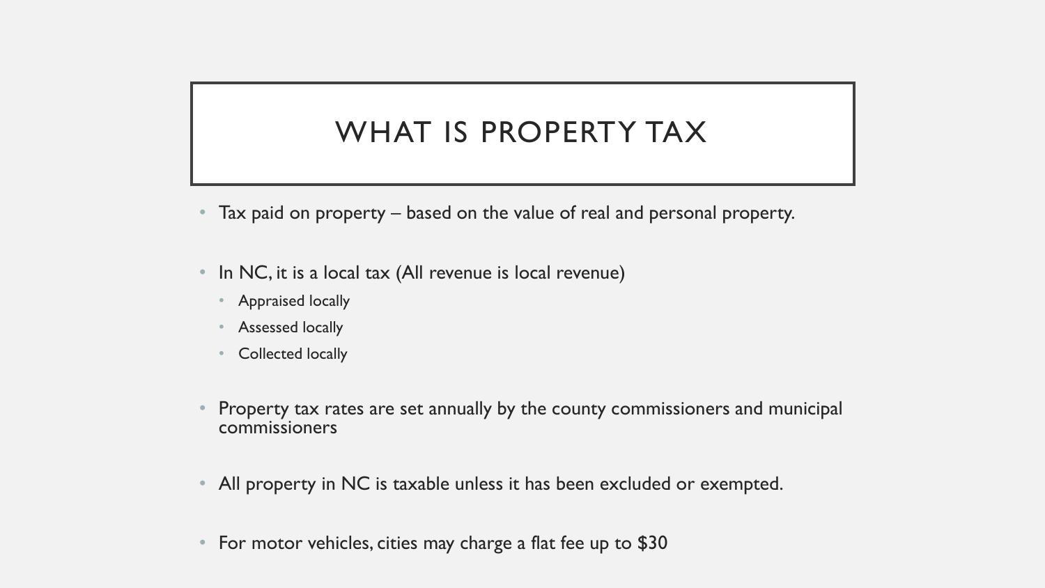# WHAT IS PROPERTY TAX

- Tax paid on property – based on the value of real and personal property.

- In NC, it is a local tax (All revenue is local revenue)
  - Appraised locally
  - Assessed locally
  - Collected locally

- Property tax rates are set annually by the county commissioners and municipal commissioners

- All property in NC is taxable unless it has been excluded or exempted.

- For motor vehicles, cities may charge a flat fee up to $30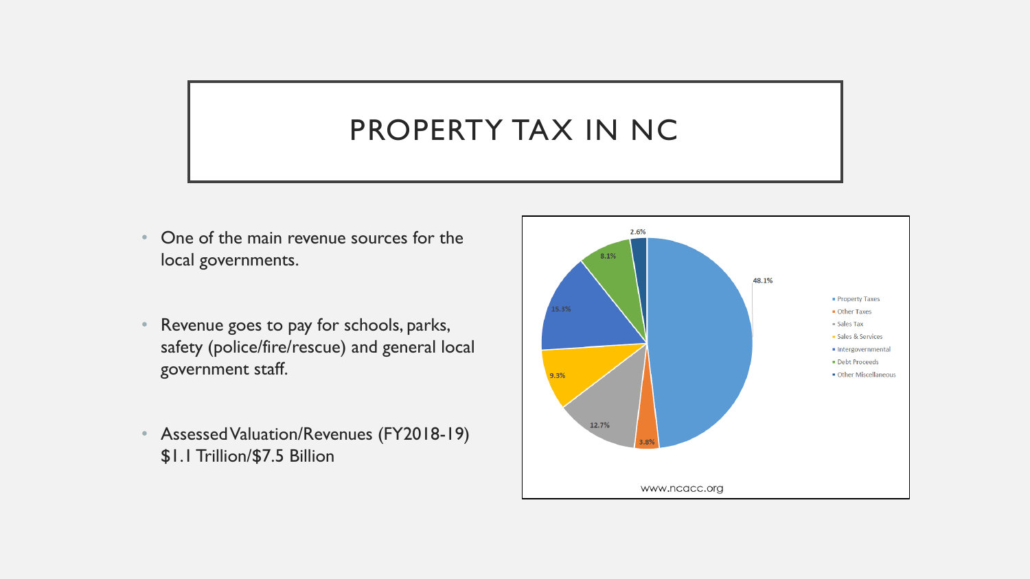# PROPERTY TAX IN NC

- One of the main revenue sources for the local governments.
- Revenue goes to pay for schools, parks, safety (police/fire/rescue) and general local government staff.
- Assessed Valuation/Revenues (FY2018-19) $1.1 Trillion/$7.5 Billion

| Revenue Source | Share |
|---|---|
| Property Taxes | 48.1% |
| Other Taxes | 3.8% |
| Sales Tax | 12.7% |
| Sales & Services | 9.3% |
| Intergovernmental | 15.3% |
| Debt Proceeds | 8.1% |
| Other Miscellaneous | 2.6% |

www.ncacc.org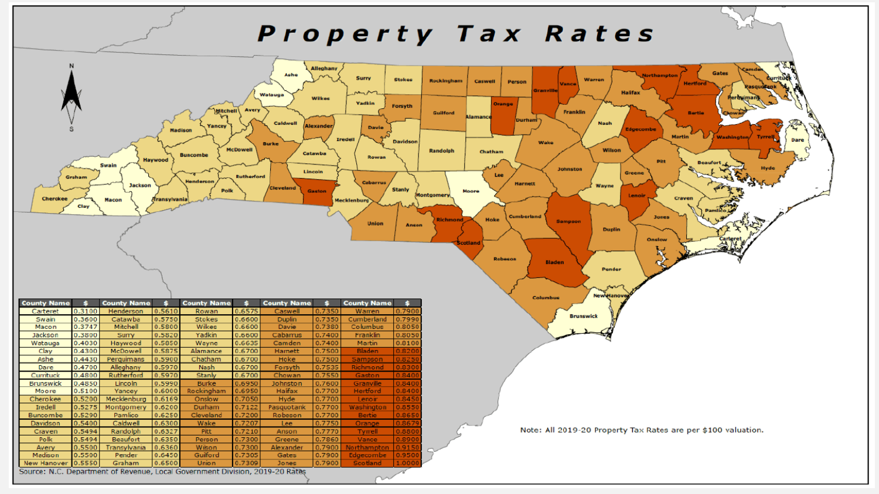# Property Tax Rates

| County Name | $ | County Name | $ | County Name | $ | County Name | $ | County Name | $ |
|---|---|---|---|---|---|---|---|---|---|
| Carteret | 0.3100 | Henderson | 0.5610 | Rowan | 0.6575 | Caswell | 0.7350 | Warren | 0.7900 |
| Swain | 0.3600 | Catawba | 0.5750 | Stokes | 0.6600 | Duplin | 0.7350 | Cumberland | 0.7990 |
| Macon | 0.3747 | Mitchell | 0.5800 | Wilkes | 0.6600 | Davie | 0.7380 | Columbus | 0.8050 |
| Jackson | 0.3800 | Surry | 0.5820 | Yadkin | 0.6600 | Cabarrus | 0.7400 | Franklin | 0.8050 |
| Watauga | 0.4030 | Haywood | 0.5850 | Wayne | 0.6635 | Camden | 0.7400 | Martin | 0.8100 |
| Clay | 0.4300 | McDowell | 0.5875 | Alamance | 0.6700 | Harnett | 0.7500 | Bladen | 0.8200 |
| Ashe | 0.4430 | Perquimans | 0.5900 | Chatham | 0.6700 | Hoke | 0.7500 | Sampson | 0.8250 |
| Dare | 0.4700 | Alleghany | 0.5970 | Nash | 0.6700 | Forsyth | 0.7535 | Richmond | 0.8300 |
| Currituck | 0.4800 | Rutherford | 0.5970 | Stanly | 0.6700 | Chowan | 0.7550 | Gaston | 0.8400 |
| Brunswick | 0.4850 | Lincoln | 0.5990 | Burke | 0.6950 | Johnston | 0.7600 | Granville | 0.8400 |
| Moore | 0.5100 | Yancey | 0.6000 | Rockingham | 0.6950 | Halifax | 0.7700 | Hertford | 0.8400 |
| Cherokee | 0.5200 | Mecklenburg | 0.6169 | Onslow | 0.7050 | Hyde | 0.7700 | Lenoir | 0.8450 |
| Iredell | 0.5275 | Montgomery | 0.6200 | Durham | 0.7122 | Pasquotank | 0.7700 | Washington | 0.8550 |
| Buncombe | 0.5290 | Pamlico | 0.6250 | Cleveland | 0.7200 | Robeson | 0.7700 | Bertie | 0.8650 |
| Davidson | 0.5400 | Caldwell | 0.6300 | Wake | 0.7207 | Lee | 0.7750 | Orange | 0.8679 |
| Craven | 0.5494 | Randolph | 0.6327 | Pitt | 0.7210 | Anson | 0.7770 | Tyrrell | 0.8800 |
| Polk | 0.5494 | Beaufort | 0.6350 | Person | 0.7300 | Greene | 0.7860 | Vance | 0.8900 |
| Avery | 0.5500 | Transylvania | 0.6360 | Wilson | 0.7300 | Alexander | 0.7900 | Northampton | 0.9150 |
| Madison | 0.5500 | Pender | 0.6450 | Guilford | 0.7305 | Gates | 0.7900 | Edgecombe | 0.9500 |
| New Hanover | 0.5550 | Graham | 0.6500 | Union | 0.7309 | Jones | 0.7900 | Scotland | 1.0000 |

Source: N.C. Department of Revenue, Local Government Division, 2019-20 Rates

Note: All 2019-20 Property Tax Rates are per $100 valuation.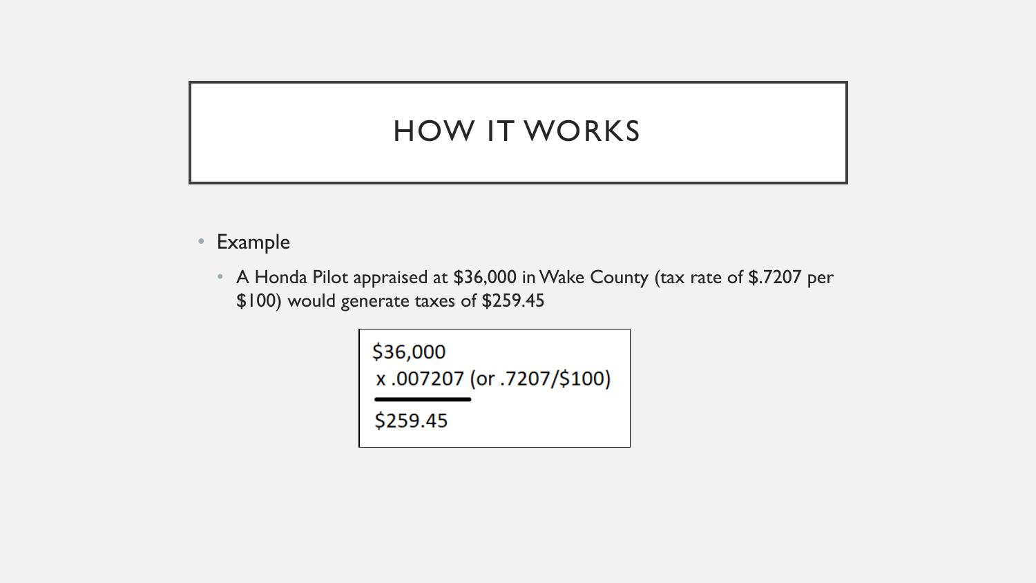# HOW IT WORKS

- Example
  - A Honda Pilot appraised at $36,000 in Wake County (tax rate of $.7207 per $100) would generate taxes of $259.45

```
$36,000
 x .007207 (or .7207/$100)
_________
$259.45
```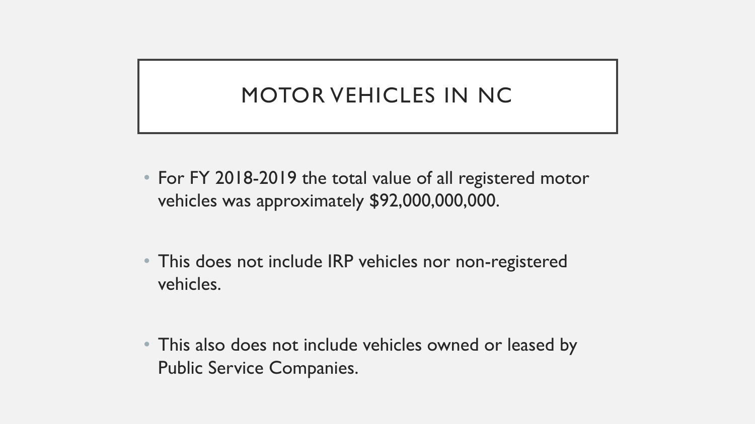# MOTOR VEHICLES IN NC

- For FY 2018-2019 the total value of all registered motor vehicles was approximately $92,000,000,000.

- This does not include IRP vehicles nor non-registered vehicles.

- This also does not include vehicles owned or leased by Public Service Companies.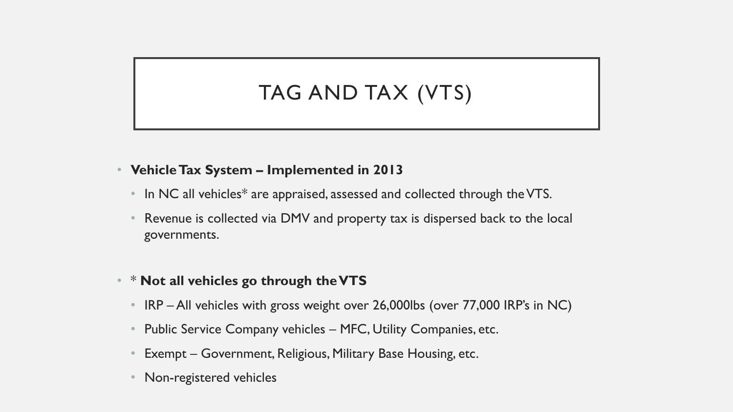# TAG AND TAX (VTS)

- **Vehicle Tax System – Implemented in 2013**
  - In NC all vehicles* are appraised, assessed and collected through the VTS.
  - Revenue is collected via DMV and property tax is dispersed back to the local governments.

- * **Not all vehicles go through the VTS**
  - IRP – All vehicles with gross weight over 26,000lbs (over 77,000 IRP's in NC)
  - Public Service Company vehicles – MFC, Utility Companies, etc.
  - Exempt – Government, Religious, Military Base Housing, etc.
  - Non-registered vehicles